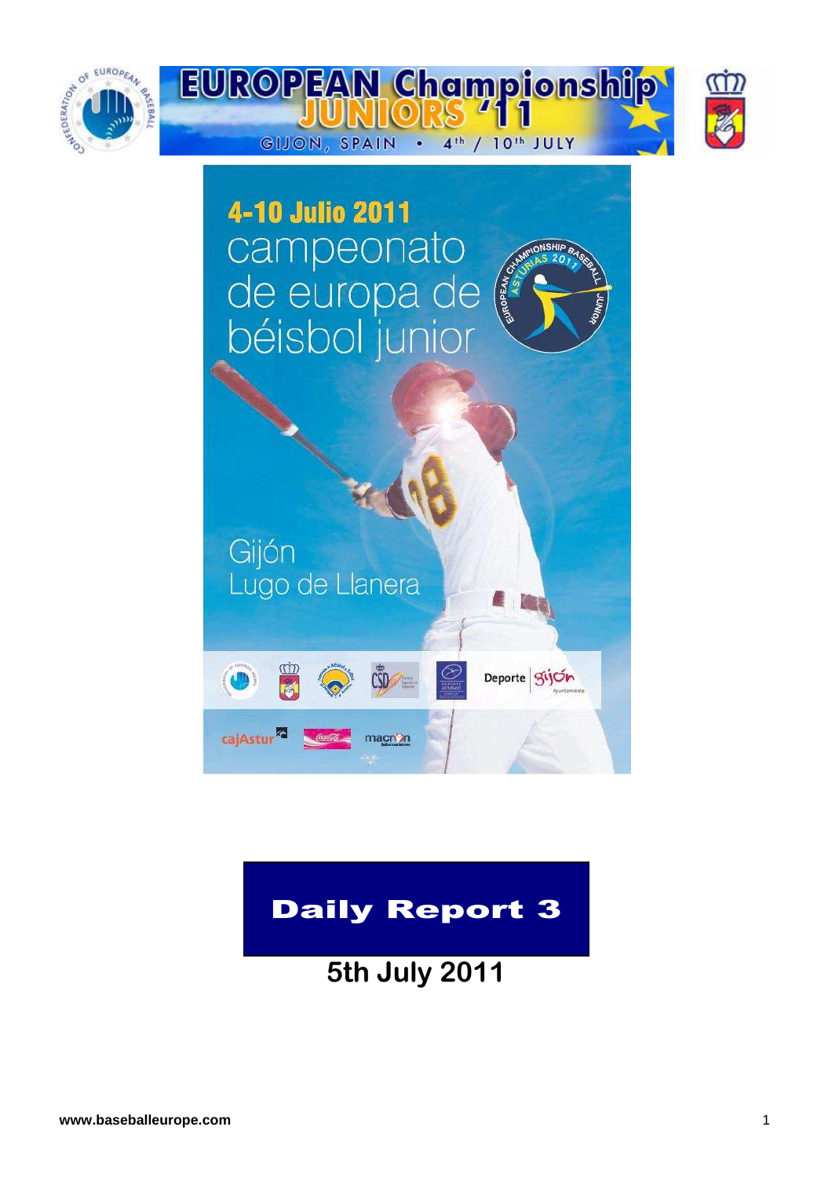# EUROPEAN Championship JUNIORS '11

GIJON, SPAIN • 4th / 10th JULY

4-10 Julio 2011

campeonato de europa de béisbol junior

Gijón
Lugo de Llanera

# Daily Report 3

## 5th July 2011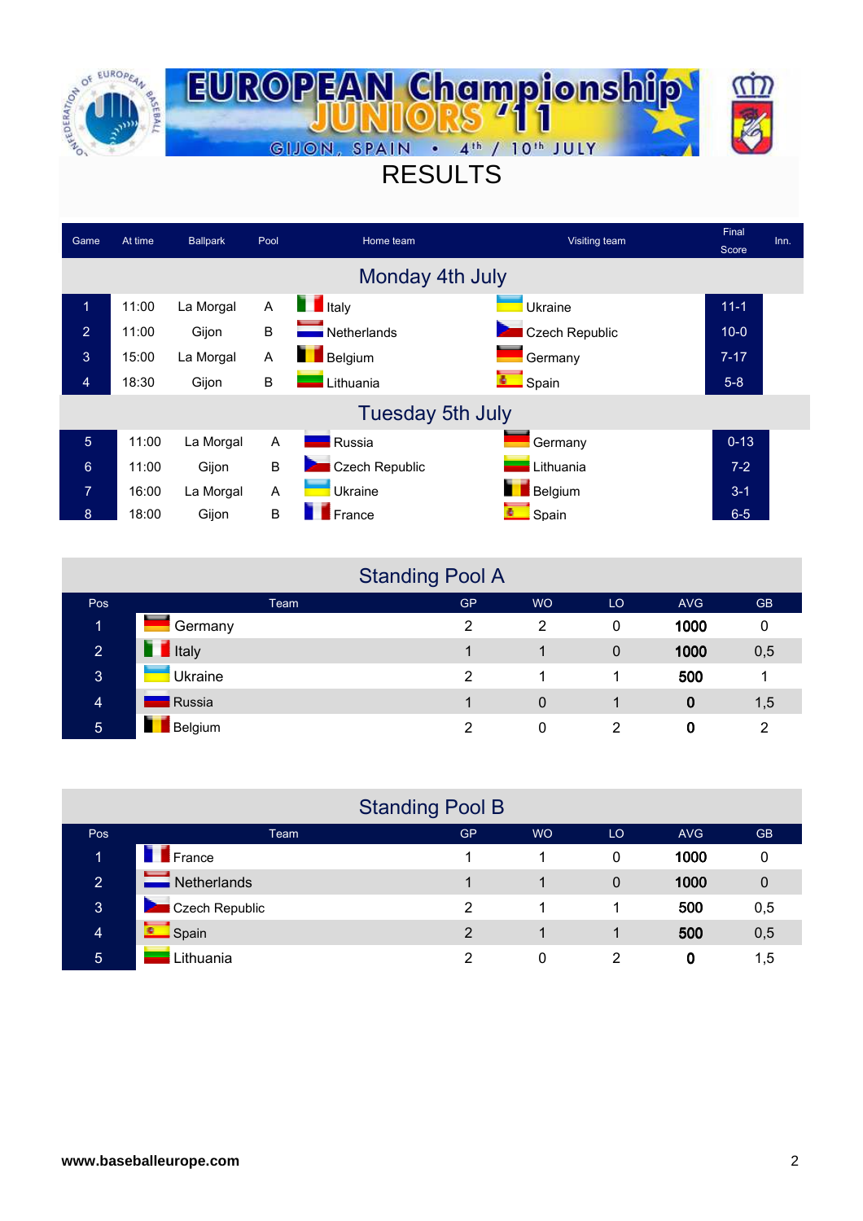# EUROPEAN Championship JUNIORS '11

GIJON, SPAIN • 4th / 10th JULY

## RESULTS

| Game | At time | Ballpark | Pool | Home team | Visiting team | Final Score | Inn. |
|---|---|---|---|---|---|---|---|
| **Monday 4th July** | | | | | | | |
| 1 | 11:00 | La Morgal | A | Italy | Ukraine | 11-1 | |
| 2 | 11:00 | Gijon | B | Netherlands | Czech Republic | 10-0 | |
| 3 | 15:00 | La Morgal | A | Belgium | Germany | 7-17 | |
| 4 | 18:30 | Gijon | B | Lithuania | Spain | 5-8 | |
| **Tuesday 5th July** | | | | | | | |
| 5 | 11:00 | La Morgal | A | Russia | Germany | 0-13 | |
| 6 | 11:00 | Gijon | B | Czech Republic | Lithuania | 7-2 | |
| 7 | 16:00 | La Morgal | A | Ukraine | Belgium | 3-1 | |
| 8 | 18:00 | Gijon | B | France | Spain | 6-5 | |

## Standing Pool A

| Pos | Team | GP | WO | LO | AVG | GB |
|---|---|---|---|---|---|---|
| 1 | Germany | 2 | 2 | 0 | **1000** | 0 |
| 2 | Italy | 1 | 1 | 0 | **1000** | 0,5 |
| 3 | Ukraine | 2 | 1 | 1 | **500** | 1 |
| 4 | Russia | 1 | 0 | 1 | **0** | 1,5 |
| 5 | Belgium | 2 | 0 | 2 | **0** | 2 |

## Standing Pool B

| Pos | Team | GP | WO | LO | AVG | GB |
|---|---|---|---|---|---|---|
| 1 | France | 1 | 1 | 0 | **1000** | 0 |
| 2 | Netherlands | 1 | 1 | 0 | **1000** | 0 |
| 3 | Czech Republic | 2 | 1 | 1 | **500** | 0,5 |
| 4 | Spain | 2 | 1 | 1 | **500** | 0,5 |
| 5 | Lithuania | 2 | 0 | 2 | **0** | 1,5 |

**www.baseballeurope.com**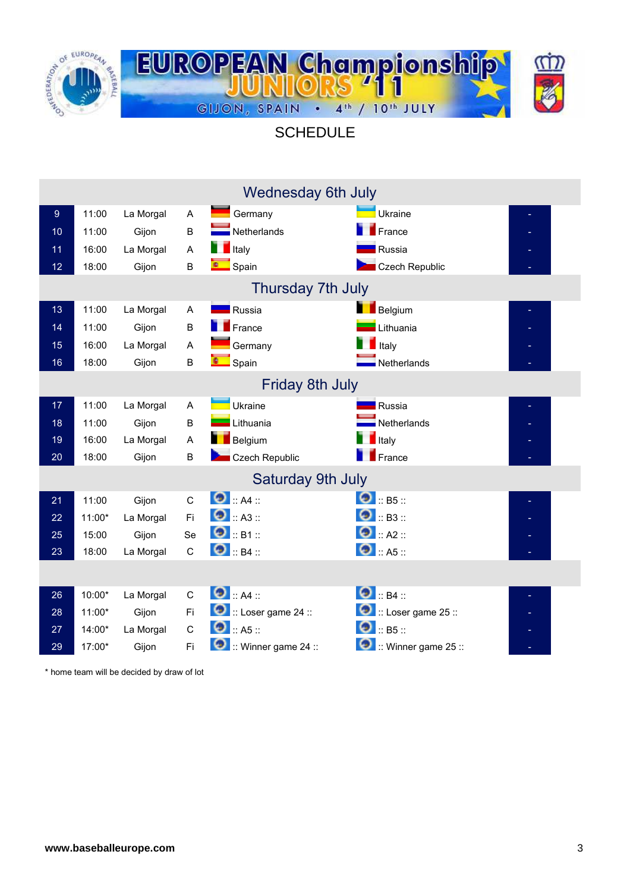# EUROPEAN Championship JUNIORS '11

GIJON, SPAIN • 4th / 10th JULY

## SCHEDULE

| Wednesday 6th July | | | | | | |
|---|---|---|---|---|---|---|
| 9 | 11:00 | La Morgal | A | Germany | Ukraine | - |
| 10 | 11:00 | Gijon | B | Netherlands | France | - |
| 11 | 16:00 | La Morgal | A | Italy | Russia | - |
| 12 | 18:00 | Gijon | B | Spain | Czech Republic | - |
| **Thursday 7th July** | | | | | | |
| 13 | 11:00 | La Morgal | A | Russia | Belgium | - |
| 14 | 11:00 | Gijon | B | France | Lithuania | - |
| 15 | 16:00 | La Morgal | A | Germany | Italy | - |
| 16 | 18:00 | Gijon | B | Spain | Netherlands | - |
| **Friday 8th July** | | | | | | |
| 17 | 11:00 | La Morgal | A | Ukraine | Russia | - |
| 18 | 11:00 | Gijon | B | Lithuania | Netherlands | - |
| 19 | 16:00 | La Morgal | A | Belgium | Italy | - |
| 20 | 18:00 | Gijon | B | Czech Republic | France | - |
| **Saturday 9th July** | | | | | | |
| 21 | 11:00 | Gijon | C | :: A4 :: | :: B5 :: | - |
| 22 | 11:00* | La Morgal | Fi | :: A3 :: | :: B3 :: | - |
| 25 | 15:00 | Gijon | Se | :: B1 :: | :: A2 :: | - |
| 23 | 18:00 | La Morgal | C | :: B4 :: | :: A5 :: | - |
| | | | | | | |
| 26 | 10:00* | La Morgal | C | :: A4 :: | :: B4 :: | - |
| 28 | 11:00* | Gijon | Fi | :: Loser game 24 :: | :: Loser game 25 :: | - |
| 27 | 14:00* | La Morgal | C | :: A5 :: | :: B5 :: | - |
| 29 | 17:00* | Gijon | Fi | :: Winner game 24 :: | :: Winner game 25 :: | - |

\* home team will be decided by draw of lot

www.baseballeurope.com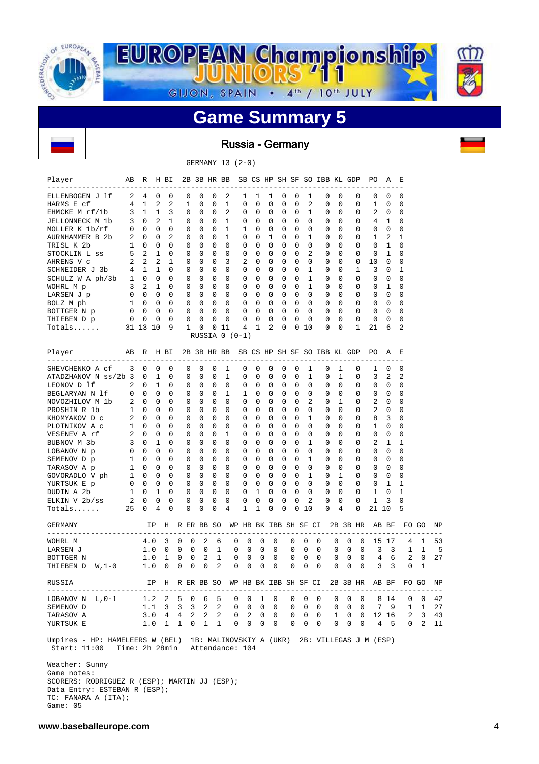# EUROPEAN Championship JUNIORS '11

GIJON, SPAIN • 4th / 10th JULY

## Game Summary 5

### Russia - Germany

GERMANY 13 (2-0)

| Player | AB | R | H | BI | 2B | 3B | HR | BB | SB | CS | HP | SH | SF | SO | IBB | KL | GDP | PO | A | E |
|---|---|---|---|---|---|---|---|---|---|---|---|---|---|---|---|---|---|---|---|---|
| ELLENBOGEN J lf | 2 | 4 | 0 | 0 | 0 | 0 | 0 | 2 | 1 | 1 | 1 | 0 | 0 | 1 | 0 | 0 | 0 | 0 | 0 | 0 |
| HARMS E cf | 4 | 1 | 2 | 2 | 1 | 0 | 0 | 1 | 0 | 0 | 0 | 0 | 0 | 2 | 0 | 0 | 0 | 1 | 0 | 0 |
| EHMCKE M rf/1b | 3 | 1 | 1 | 3 | 0 | 0 | 0 | 2 | 0 | 0 | 0 | 0 | 0 | 1 | 0 | 0 | 0 | 2 | 0 | 0 |
| JELLONNECK M 1b | 3 | 0 | 2 | 1 | 0 | 0 | 0 | 1 | 0 | 0 | 0 | 0 | 0 | 0 | 0 | 0 | 0 | 4 | 1 | 0 |
| MOLLER K 1b/rf | 0 | 0 | 0 | 0 | 0 | 0 | 0 | 1 | 1 | 0 | 0 | 0 | 0 | 0 | 0 | 0 | 0 | 0 | 0 | 0 |
| AURNHAMMER B 2b | 2 | 0 | 0 | 2 | 0 | 0 | 0 | 1 | 0 | 0 | 1 | 0 | 0 | 1 | 0 | 0 | 0 | 1 | 2 | 1 |
| TRISL K 2b | 1 | 0 | 0 | 0 | 0 | 0 | 0 | 0 | 0 | 0 | 0 | 0 | 0 | 0 | 0 | 0 | 0 | 0 | 1 | 0 |
| STOCKLIN L ss | 5 | 2 | 1 | 0 | 0 | 0 | 0 | 0 | 0 | 0 | 0 | 0 | 0 | 2 | 0 | 0 | 0 | 0 | 1 | 0 |
| AHRENS V c | 2 | 2 | 2 | 1 | 0 | 0 | 0 | 3 | 2 | 0 | 0 | 0 | 0 | 0 | 0 | 0 | 0 | 10 | 0 | 0 |
| SCHNEIDER J 3b | 4 | 1 | 1 | 0 | 0 | 0 | 0 | 0 | 0 | 0 | 0 | 0 | 0 | 1 | 0 | 0 | 1 | 3 | 0 | 1 |
| SCHULZ W A ph/3b | 1 | 0 | 0 | 0 | 0 | 0 | 0 | 0 | 0 | 0 | 0 | 0 | 0 | 1 | 0 | 0 | 0 | 0 | 0 | 0 |
| WOHRL M p | 3 | 2 | 1 | 0 | 0 | 0 | 0 | 0 | 0 | 0 | 0 | 0 | 0 | 1 | 0 | 0 | 0 | 0 | 1 | 0 |
| LARSEN J p | 0 | 0 | 0 | 0 | 0 | 0 | 0 | 0 | 0 | 0 | 0 | 0 | 0 | 0 | 0 | 0 | 0 | 0 | 0 | 0 |
| BOLZ M ph | 1 | 0 | 0 | 0 | 0 | 0 | 0 | 0 | 0 | 0 | 0 | 0 | 0 | 0 | 0 | 0 | 0 | 0 | 0 | 0 |
| BOTTGER N p | 0 | 0 | 0 | 0 | 0 | 0 | 0 | 0 | 0 | 0 | 0 | 0 | 0 | 0 | 0 | 0 | 0 | 0 | 0 | 0 |
| THIEBEN D p | 0 | 0 | 0 | 0 | 0 | 0 | 0 | 0 | 0 | 0 | 0 | 0 | 0 | 0 | 0 | 0 | 0 | 0 | 0 | 0 |
| Totals...... | 31 | 13 | 10 | 9 | 1 | 0 | 0 | 11 | 4 | 1 | 2 | 0 | 0 | 10 | 0 | 0 | 1 | 21 | 6 | 2 |

RUSSIA 0 (0-1)

| Player | AB | R | H | BI | 2B | 3B | HR | BB | SB | CS | HP | SH | SF | SO | IBB | KL | GDP | PO | A | E |
|---|---|---|---|---|---|---|---|---|---|---|---|---|---|---|---|---|---|---|---|---|
| SHEVCHENKO A cf | 3 | 0 | 0 | 0 | 0 | 0 | 0 | 1 | 0 | 0 | 0 | 0 | 0 | 1 | 0 | 1 | 0 | 1 | 0 | 0 |
| ATADZHANOV N ss/2b | 3 | 0 | 1 | 0 | 0 | 0 | 0 | 1 | 0 | 0 | 0 | 0 | 0 | 1 | 0 | 1 | 0 | 3 | 2 | 2 |
| LEONOV D lf | 2 | 0 | 1 | 0 | 0 | 0 | 0 | 0 | 0 | 0 | 0 | 0 | 0 | 0 | 0 | 0 | 0 | 0 | 0 | 0 |
| BEGLARYAN N lf | 0 | 0 | 0 | 0 | 0 | 0 | 0 | 1 | 1 | 0 | 0 | 0 | 0 | 0 | 0 | 0 | 0 | 0 | 0 | 0 |
| NOVOZHILOV M 1b | 2 | 0 | 0 | 0 | 0 | 0 | 0 | 0 | 0 | 0 | 0 | 0 | 0 | 2 | 0 | 1 | 0 | 2 | 0 | 0 |
| PROSHIN R 1b | 1 | 0 | 0 | 0 | 0 | 0 | 0 | 0 | 0 | 0 | 0 | 0 | 0 | 0 | 0 | 0 | 0 | 2 | 0 | 0 |
| KHOMYAKOV D c | 2 | 0 | 0 | 0 | 0 | 0 | 0 | 0 | 0 | 0 | 0 | 0 | 0 | 1 | 0 | 0 | 0 | 8 | 3 | 0 |
| PLOTNIKOV A c | 1 | 0 | 0 | 0 | 0 | 0 | 0 | 0 | 0 | 0 | 0 | 0 | 0 | 0 | 0 | 0 | 0 | 1 | 0 | 0 |
| VESENEV A rf | 2 | 0 | 0 | 0 | 0 | 0 | 0 | 1 | 0 | 0 | 0 | 0 | 0 | 0 | 0 | 0 | 0 | 0 | 0 | 0 |
| BUBNOV M 3b | 3 | 0 | 1 | 0 | 0 | 0 | 0 | 0 | 0 | 0 | 0 | 0 | 0 | 1 | 0 | 0 | 0 | 2 | 1 | 1 |
| LOBANOV N p | 0 | 0 | 0 | 0 | 0 | 0 | 0 | 0 | 0 | 0 | 0 | 0 | 0 | 0 | 0 | 0 | 0 | 0 | 0 | 0 |
| SEMENOV D p | 1 | 0 | 0 | 0 | 0 | 0 | 0 | 0 | 0 | 0 | 0 | 0 | 0 | 1 | 0 | 0 | 0 | 0 | 0 | 0 |
| TARASOV A p | 1 | 0 | 0 | 0 | 0 | 0 | 0 | 0 | 0 | 0 | 0 | 0 | 0 | 0 | 0 | 0 | 0 | 0 | 0 | 0 |
| GOVORADLO V ph | 1 | 0 | 0 | 0 | 0 | 0 | 0 | 0 | 0 | 0 | 0 | 0 | 0 | 1 | 0 | 1 | 0 | 0 | 0 | 0 |
| YURTSUK E p | 0 | 0 | 0 | 0 | 0 | 0 | 0 | 0 | 0 | 0 | 0 | 0 | 0 | 0 | 0 | 0 | 0 | 0 | 1 | 1 |
| DUDIN A 2b | 1 | 0 | 1 | 0 | 0 | 0 | 0 | 0 | 0 | 1 | 0 | 0 | 0 | 0 | 0 | 0 | 0 | 1 | 0 | 1 |
| ELKIN V 2b/ss | 2 | 0 | 0 | 0 | 0 | 0 | 0 | 0 | 0 | 0 | 0 | 0 | 0 | 2 | 0 | 0 | 0 | 1 | 3 | 0 |
| Totals...... | 25 | 0 | 4 | 0 | 0 | 0 | 0 | 4 | 1 | 1 | 0 | 0 | 0 | 10 | 0 | 4 | 0 | 21 | 10 | 5 |

| GERMANY | IP | H | R | ER | BB | SO | WP | HB | BK | IBB | SH | SF | CI | 2B | 3B | HR | AB | BF | FO | GO | NP |
|---|---|---|---|---|---|---|---|---|---|---|---|---|---|---|---|---|---|---|---|---|---|
| WOHRL M | 4.0 | 3 | 0 | 0 | 2 | 6 | 0 | 0 | 0 | 0 | 0 | 0 | 0 | 0 | 0 | 0 | 15 | 17 | 4 | 1 | 53 |
| LARSEN J | 1.0 | 0 | 0 | 0 | 0 | 1 | 0 | 0 | 0 | 0 | 0 | 0 | 0 | 0 | 0 | 0 | 3 | 3 | 1 | 1 | 5 |
| BOTTGER N | 1.0 | 1 | 0 | 0 | 2 | 1 | 0 | 0 | 0 | 0 | 0 | 0 | 0 | 0 | 0 | 0 | 4 | 6 | 2 | 0 | 27 |
| THIEBEN D W,1-0 | 1.0 | 0 | 0 | 0 | 0 | 2 | 0 | 0 | 0 | 0 | 0 | 0 | 0 | 0 | 0 | 0 | 3 | 3 | 0 | 1 | |

| RUSSIA | IP | H | R | ER | BB | SO | WP | HB | BK | IBB | SH | SF | CI | 2B | 3B | HR | AB | BF | FO | GO | NP |
|---|---|---|---|---|---|---|---|---|---|---|---|---|---|---|---|---|---|---|---|---|---|
| LOBANOV N L,0-1 | 1.2 | 2 | 5 | 0 | 6 | 5 | 0 | 0 | 1 | 0 | 0 | 0 | 0 | 0 | 0 | 0 | 8 | 14 | 0 | 0 | 42 |
| SEMENOV D | 1.1 | 3 | 3 | 3 | 2 | 2 | 0 | 0 | 0 | 0 | 0 | 0 | 0 | 0 | 0 | 0 | 7 | 9 | 1 | 1 | 27 |
| TARASOV A | 3.0 | 4 | 4 | 2 | 2 | 2 | 0 | 2 | 0 | 0 | 0 | 0 | 0 | 1 | 0 | 0 | 12 | 16 | 2 | 3 | 43 |
| YURTSUK E | 1.0 | 1 | 1 | 0 | 1 | 1 | 0 | 0 | 0 | 0 | 0 | 0 | 0 | 0 | 0 | 0 | 4 | 5 | 0 | 2 | 11 |

Umpires - HP: HAMELEERS W (BEL) 1B: MALINOVSKIY A (UKR) 2B: VILLEGAS J M (ESP)
Start: 11:00 Time: 2h 28min Attendance: 104

Weather: Sunny
Game notes:
SCORERS: RODRIGUEZ R (ESP); MARTIN JJ (ESP);
Data Entry: ESTEBAN R (ESP);
TC: FANARA A (ITA);
Game: 05

www.baseballeurope.com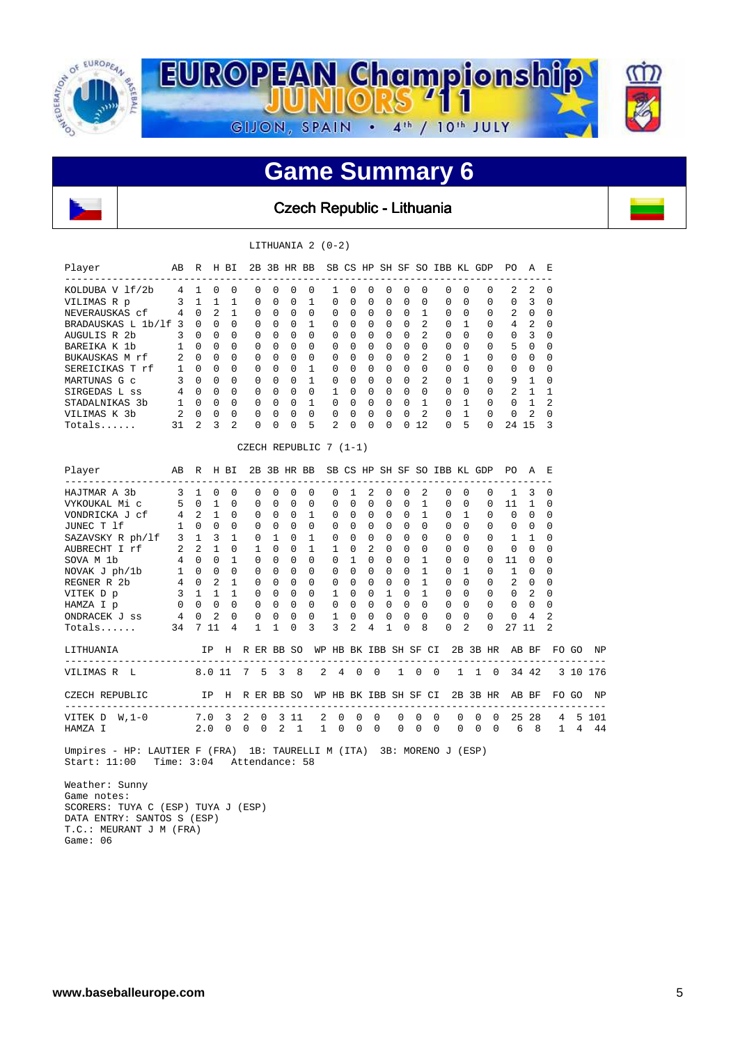# EUROPEAN Championship JUNIORS '11

GIJON, SPAIN • 4th / 10th JULY

## Game Summary 6

### Czech Republic - Lithuania

**LITHUANIA 2 (0-2)**

| Player | AB | R | H | BI | 2B | 3B | HR | BB | SB | CS | HP | SH | SF | SO | IBB | KL | GDP | PO | A | E |
|---|---|---|---|---|---|---|---|---|---|---|---|---|---|---|---|---|---|---|---|---|
| KOLDUBA V lf/2b | 4 | 1 | 0 | 0 | 0 | 0 | 0 | 0 | 1 | 0 | 0 | 0 | 0 | 0 | 0 | 0 | 0 | 2 | 2 | 0 |
| VILIMAS R p | 3 | 1 | 1 | 1 | 0 | 0 | 0 | 1 | 0 | 0 | 0 | 0 | 0 | 0 | 0 | 0 | 0 | 0 | 3 | 0 |
| NEVERAUSKAS cf | 4 | 0 | 2 | 1 | 0 | 0 | 0 | 0 | 0 | 0 | 0 | 0 | 0 | 1 | 0 | 0 | 0 | 2 | 0 | 0 |
| BRADAUSKAS L 1b/lf | 3 | 0 | 0 | 0 | 0 | 0 | 0 | 1 | 0 | 0 | 0 | 0 | 0 | 2 | 0 | 1 | 0 | 4 | 2 | 0 |
| AUGULIS R 2b | 3 | 0 | 0 | 0 | 0 | 0 | 0 | 0 | 0 | 0 | 0 | 0 | 0 | 2 | 0 | 0 | 0 | 0 | 3 | 0 |
| BAREIKA K 1b | 1 | 0 | 0 | 0 | 0 | 0 | 0 | 0 | 0 | 0 | 0 | 0 | 0 | 0 | 0 | 0 | 0 | 5 | 0 | 0 |
| BUKAUSKAS M rf | 2 | 0 | 0 | 0 | 0 | 0 | 0 | 0 | 0 | 0 | 0 | 0 | 0 | 2 | 0 | 1 | 0 | 0 | 0 | 0 |
| SEREICIKAS T rf | 1 | 0 | 0 | 0 | 0 | 0 | 0 | 1 | 0 | 0 | 0 | 0 | 0 | 0 | 0 | 0 | 0 | 0 | 0 | 0 |
| MARTUNAS G c | 3 | 0 | 0 | 0 | 0 | 0 | 0 | 1 | 0 | 0 | 0 | 0 | 0 | 2 | 0 | 1 | 0 | 9 | 1 | 0 |
| SIRGEDAS L ss | 4 | 0 | 0 | 0 | 0 | 0 | 0 | 0 | 1 | 0 | 0 | 0 | 0 | 0 | 0 | 0 | 0 | 2 | 1 | 1 |
| STADALNIKAS 3b | 1 | 0 | 0 | 0 | 0 | 0 | 0 | 1 | 0 | 0 | 0 | 0 | 0 | 1 | 0 | 1 | 0 | 0 | 1 | 2 |
| VILIMAS K 3b | 2 | 0 | 0 | 0 | 0 | 0 | 0 | 0 | 0 | 0 | 0 | 0 | 0 | 2 | 0 | 1 | 0 | 0 | 2 | 0 |
| Totals...... | 31 | 2 | 3 | 2 | 0 | 0 | 0 | 5 | 2 | 0 | 0 | 0 | 0 | 12 | 0 | 5 | 0 | 24 | 15 | 3 |

**CZECH REPUBLIC 7 (1-1)**

| Player | AB | R | H | BI | 2B | 3B | HR | BB | SB | CS | HP | SH | SF | SO | IBB | KL | GDP | PO | A | E |
|---|---|---|---|---|---|---|---|---|---|---|---|---|---|---|---|---|---|---|---|---|
| HAJTMAR A 3b | 3 | 1 | 0 | 0 | 0 | 0 | 0 | 0 | 0 | 1 | 2 | 0 | 0 | 2 | 0 | 0 | 0 | 1 | 3 | 0 |
| VYKOUKAL Mi c | 5 | 0 | 1 | 0 | 0 | 0 | 0 | 0 | 0 | 0 | 0 | 0 | 0 | 1 | 0 | 0 | 0 | 11 | 1 | 0 |
| VONDRICKA J cf | 4 | 2 | 1 | 0 | 0 | 0 | 0 | 1 | 0 | 0 | 0 | 0 | 0 | 1 | 0 | 1 | 0 | 0 | 0 | 0 |
| JUNEC T lf | 1 | 0 | 0 | 0 | 0 | 0 | 0 | 0 | 0 | 0 | 0 | 0 | 0 | 0 | 0 | 0 | 0 | 0 | 0 | 0 |
| SAZAVSKY R ph/lf | 3 | 1 | 3 | 1 | 0 | 1 | 0 | 1 | 0 | 0 | 0 | 0 | 0 | 0 | 0 | 0 | 0 | 1 | 1 | 0 |
| AUBRECHT I rf | 2 | 2 | 1 | 0 | 1 | 0 | 0 | 1 | 1 | 0 | 2 | 0 | 0 | 0 | 0 | 0 | 0 | 0 | 0 | 0 |
| SOVA M 1b | 4 | 0 | 0 | 1 | 0 | 0 | 0 | 0 | 0 | 1 | 0 | 0 | 0 | 1 | 0 | 0 | 0 | 11 | 0 | 0 |
| NOVAK J ph/1b | 1 | 0 | 0 | 0 | 0 | 0 | 0 | 0 | 0 | 0 | 0 | 0 | 0 | 1 | 0 | 1 | 0 | 1 | 0 | 0 |
| REGNER R 2b | 4 | 0 | 2 | 1 | 0 | 0 | 0 | 0 | 0 | 0 | 0 | 0 | 0 | 1 | 0 | 0 | 0 | 2 | 0 | 0 |
| VITEK D p | 3 | 1 | 1 | 1 | 0 | 0 | 0 | 0 | 1 | 0 | 0 | 1 | 0 | 1 | 0 | 0 | 0 | 0 | 2 | 0 |
| HAMZA I p | 0 | 0 | 0 | 0 | 0 | 0 | 0 | 0 | 0 | 0 | 0 | 0 | 0 | 0 | 0 | 0 | 0 | 0 | 0 | 0 |
| ONDRACEK J ss | 4 | 0 | 2 | 0 | 0 | 0 | 0 | 0 | 1 | 0 | 0 | 0 | 0 | 0 | 0 | 0 | 0 | 0 | 4 | 2 |
| Totals...... | 34 | 7 | 11 | 4 | 1 | 1 | 0 | 3 | 3 | 2 | 4 | 1 | 0 | 8 | 0 | 2 | 0 | 27 | 11 | 2 |

| LITHUANIA | IP | H | R | ER | BB | SO | WP | HB | BK | IBB | SH | SF | CI | 2B | 3B | HR | AB | BF | FO | GO | NP |
|---|---|---|---|---|---|---|---|---|---|---|---|---|---|---|---|---|---|---|---|---|---|
| VILIMAS R L | 8.0 | 11 | 7 | 5 | 3 | 8 | 2 | 4 | 0 | 0 | 1 | 0 | 0 | 1 | 1 | 0 | 34 | 42 | 3 | 10 | 176 |

| CZECH REPUBLIC | IP | H | R | ER | BB | SO | WP | HB | BK | IBB | SH | SF | CI | 2B | 3B | HR | AB | BF | FO | GO | NP |
|---|---|---|---|---|---|---|---|---|---|---|---|---|---|---|---|---|---|---|---|---|---|
| VITEK D W,1-0 | 7.0 | 3 | 2 | 0 | 3 | 11 | 2 | 0 | 0 | 0 | 0 | 0 | 0 | 0 | 0 | 0 | 25 | 28 | 4 | 5 | 101 |
| HAMZA I | 2.0 | 0 | 0 | 0 | 2 | 1 | 1 | 0 | 0 | 0 | 0 | 0 | 0 | 0 | 0 | 0 | 6 | 8 | 1 | 4 | 44 |

Umpires - HP: LAUTIER F (FRA) 1B: TAURELLI M (ITA) 3B: MORENO J (ESP)
Start: 11:00 Time: 3:04 Attendance: 58

Weather: Sunny
Game notes:
SCORERS: TUYA C (ESP) TUYA J (ESP)
DATA ENTRY: SANTOS S (ESP)
T.C.: MEURANT J M (FRA)
Game: 06

www.baseballeurope.com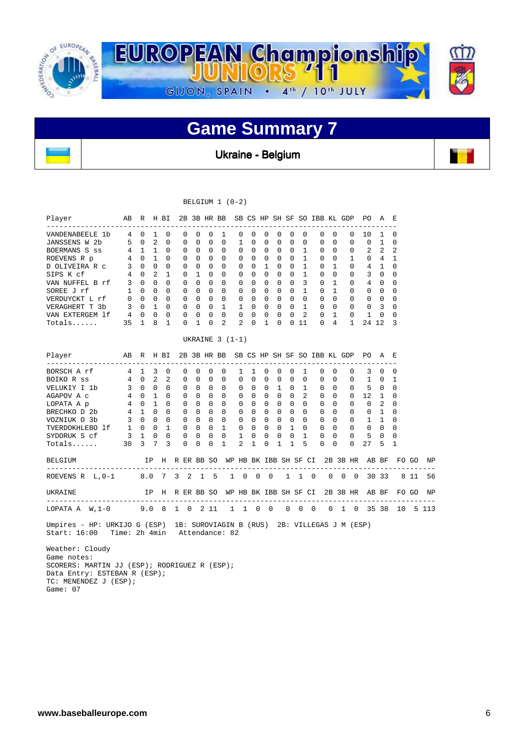# EUROPEAN Championship JUNIORS '11

GIJON, SPAIN • 4th / 10th JULY

## Game Summary 7

### Ukraine - Belgium

BELGIUM 1 (0-2)

| Player | AB | R | H | BI | 2B | 3B | HR | BB | SB | CS | HP | SH | SF | SO | IBB | KL | GDP | PO | A | E |
|---|---|---|---|---|---|---|---|---|---|---|---|---|---|---|---|---|---|---|---|---|
| VANDENABEELE 1b | 4 | 0 | 1 | 0 | 0 | 0 | 0 | 1 | 0 | 0 | 0 | 0 | 0 | 0 | 0 | 0 | 0 | 10 | 1 | 0 |
| JANSSENS W 2b | 5 | 0 | 2 | 0 | 0 | 0 | 0 | 0 | 1 | 0 | 0 | 0 | 0 | 0 | 0 | 0 | 0 | 0 | 1 | 0 |
| BOERMANS S ss | 4 | 1 | 1 | 0 | 0 | 0 | 0 | 0 | 0 | 0 | 0 | 0 | 0 | 1 | 0 | 0 | 0 | 2 | 2 | 2 |
| ROEVENS R p | 4 | 0 | 1 | 0 | 0 | 0 | 0 | 0 | 0 | 0 | 0 | 0 | 0 | 1 | 0 | 0 | 1 | 0 | 4 | 1 |
| D OLIVEIRA R c | 3 | 0 | 0 | 0 | 0 | 0 | 0 | 0 | 0 | 0 | 1 | 0 | 0 | 1 | 0 | 1 | 0 | 4 | 1 | 0 |
| SIPS K cf | 4 | 0 | 2 | 1 | 0 | 1 | 0 | 0 | 0 | 0 | 0 | 0 | 0 | 1 | 0 | 0 | 0 | 3 | 0 | 0 |
| VAN NUFFEL B rf | 3 | 0 | 0 | 0 | 0 | 0 | 0 | 0 | 0 | 0 | 0 | 0 | 0 | 3 | 0 | 1 | 0 | 4 | 0 | 0 |
| SOREE J rf | 1 | 0 | 0 | 0 | 0 | 0 | 0 | 0 | 0 | 0 | 0 | 0 | 0 | 1 | 0 | 1 | 0 | 0 | 0 | 0 |
| VERDUYCKT L rf | 0 | 0 | 0 | 0 | 0 | 0 | 0 | 0 | 0 | 0 | 0 | 0 | 0 | 0 | 0 | 0 | 0 | 0 | 0 | 0 |
| VERAGHERT T 3b | 3 | 0 | 1 | 0 | 0 | 0 | 0 | 1 | 1 | 0 | 0 | 0 | 0 | 1 | 0 | 0 | 0 | 0 | 3 | 0 |
| VAN EXTERGEM lf | 4 | 0 | 0 | 0 | 0 | 0 | 0 | 0 | 0 | 0 | 0 | 0 | 0 | 2 | 0 | 1 | 0 | 1 | 0 | 0 |
| Totals...... | 35 | 1 | 8 | 1 | 0 | 1 | 0 | 2 | 2 | 0 | 1 | 0 | 0 | 11 | 0 | 4 | 1 | 24 | 12 | 3 |

UKRAINE 3 (1-1)

| Player | AB | R | H | BI | 2B | 3B | HR | BB | SB | CS | HP | SH | SF | SO | IBB | KL | GDP | PO | A | E |
|---|---|---|---|---|---|---|---|---|---|---|---|---|---|---|---|---|---|---|---|---|
| BORSCH A rf | 4 | 1 | 3 | 0 | 0 | 0 | 0 | 0 | 1 | 1 | 0 | 0 | 0 | 1 | 0 | 0 | 0 | 3 | 0 | 0 |
| BOIKO R ss | 4 | 0 | 2 | 2 | 0 | 0 | 0 | 0 | 0 | 0 | 0 | 0 | 0 | 0 | 0 | 0 | 0 | 1 | 0 | 1 |
| VELUKIY I 1b | 3 | 0 | 0 | 0 | 0 | 0 | 0 | 0 | 0 | 0 | 0 | 1 | 0 | 1 | 0 | 0 | 0 | 5 | 0 | 0 |
| AGAPOV A c | 4 | 0 | 1 | 0 | 0 | 0 | 0 | 0 | 0 | 0 | 0 | 0 | 0 | 2 | 0 | 0 | 0 | 12 | 1 | 0 |
| LOPATA A p | 4 | 0 | 1 | 0 | 0 | 0 | 0 | 0 | 0 | 0 | 0 | 0 | 0 | 0 | 0 | 0 | 0 | 0 | 2 | 0 |
| BRECHKO D 2b | 4 | 1 | 0 | 0 | 0 | 0 | 0 | 0 | 0 | 0 | 0 | 0 | 0 | 0 | 0 | 0 | 0 | 0 | 1 | 0 |
| VOZNIUK O 3b | 3 | 0 | 0 | 0 | 0 | 0 | 0 | 0 | 0 | 0 | 0 | 0 | 0 | 0 | 0 | 0 | 0 | 1 | 1 | 0 |
| TVERDOKHLEBO lf | 1 | 0 | 0 | 1 | 0 | 0 | 0 | 1 | 0 | 0 | 0 | 0 | 1 | 0 | 0 | 0 | 0 | 0 | 0 | 0 |
| SYDORUK S cf | 3 | 1 | 0 | 0 | 0 | 0 | 0 | 0 | 1 | 0 | 0 | 0 | 0 | 1 | 0 | 0 | 0 | 5 | 0 | 0 |
| Totals...... | 30 | 3 | 7 | 3 | 0 | 0 | 0 | 1 | 2 | 1 | 0 | 1 | 1 | 5 | 0 | 0 | 0 | 27 | 5 | 1 |

| BELGIUM | IP | H | R | ER | BB | SO | WP | HB | BK | IBB | SH | SF | CI | 2B | 3B | HR | AB | BF | FO | GO | NP |
|---|---|---|---|---|---|---|---|---|---|---|---|---|---|---|---|---|---|---|---|---|---|
| ROEVENS R L,0-1 | 8.0 | 7 | 3 | 2 | 1 | 5 | 1 | 0 | 0 | 0 | 1 | 1 | 0 | 0 | 0 | 0 | 30 | 33 | 8 | 11 | 56 |

| UKRAINE | IP | H | R | ER | BB | SO | WP | HB | BK | IBB | SH | SF | CI | 2B | 3B | HR | AB | BF | FO | GO | NP |
|---|---|---|---|---|---|---|---|---|---|---|---|---|---|---|---|---|---|---|---|---|---|
| LOPATA A W,1-0 | 9.0 | 8 | 1 | 0 | 2 | 11 | 1 | 1 | 0 | 0 | 0 | 0 | 0 | 0 | 1 | 0 | 35 | 38 | 10 | 5 | 113 |

Umpires - HP: URKIJO G (ESP) 1B: SUROVIAGIN B (RUS) 2B: VILLEGAS J M (ESP)
Start: 16:00 Time: 2h 4min Attendance: 82

Weather: Cloudy
Game notes:
SCORERS: MARTIN JJ (ESP); RODRIGUEZ R (ESP);
Data Entry: ESTEBAN R (ESP);
TC: MENENDEZ J (ESP);
Game: 07

www.baseballeurope.com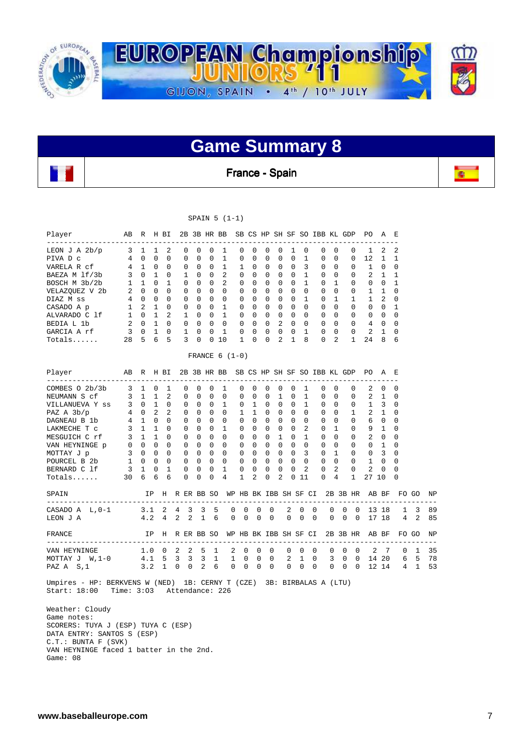# EUROPEAN Championship JUNIORS '11

GIJON, SPAIN • 4th / 10th JULY

## Game Summary 8

**France - Spain**

SPAIN 5 (1-1)

| Player | AB | R | H | BI | 2B | 3B | HR | BB | SB | CS | HP | SH | SF | SO | IBB | KL | GDP | PO | A | E |
|---|---|---|---|---|---|---|---|---|---|---|---|---|---|---|---|---|---|---|---|---|
| LEON J A 2b/p | 3 | 1 | 1 | 2 | 0 | 0 | 0 | 1 | 0 | 0 | 0 | 0 | 1 | 0 | 0 | 0 | 0 | 1 | 2 | 2 |
| PIVA D c | 4 | 0 | 0 | 0 | 0 | 0 | 0 | 1 | 0 | 0 | 0 | 0 | 0 | 1 | 0 | 0 | 0 | 12 | 1 | 1 |
| VARELA R cf | 4 | 1 | 0 | 0 | 0 | 0 | 0 | 1 | 1 | 0 | 0 | 0 | 0 | 3 | 0 | 0 | 0 | 1 | 0 | 0 |
| BAEZA M lf/3b | 3 | 0 | 1 | 0 | 1 | 0 | 0 | 2 | 0 | 0 | 0 | 0 | 0 | 1 | 0 | 0 | 0 | 2 | 1 | 1 |
| BOSCH M 3b/2b | 1 | 1 | 0 | 1 | 0 | 0 | 0 | 2 | 0 | 0 | 0 | 0 | 0 | 1 | 0 | 1 | 0 | 0 | 0 | 1 |
| VELAZQUEZ V 2b | 2 | 0 | 0 | 0 | 0 | 0 | 0 | 0 | 0 | 0 | 0 | 0 | 0 | 0 | 0 | 0 | 0 | 1 | 1 | 0 |
| DIAZ M ss | 4 | 0 | 0 | 0 | 0 | 0 | 0 | 0 | 0 | 0 | 0 | 0 | 0 | 1 | 0 | 1 | 1 | 1 | 2 | 0 |
| CASADO A p | 1 | 2 | 1 | 0 | 0 | 0 | 0 | 1 | 0 | 0 | 0 | 0 | 0 | 0 | 0 | 0 | 0 | 0 | 0 | 1 |
| ALVARADO C lf | 1 | 0 | 1 | 2 | 1 | 0 | 0 | 1 | 0 | 0 | 0 | 0 | 0 | 0 | 0 | 0 | 0 | 0 | 0 | 0 |
| BEDIA L 1b | 2 | 0 | 1 | 0 | 0 | 0 | 0 | 0 | 0 | 0 | 0 | 2 | 0 | 0 | 0 | 0 | 0 | 4 | 0 | 0 |
| GARCIA A rf | 3 | 0 | 1 | 0 | 1 | 0 | 0 | 1 | 0 | 0 | 0 | 0 | 0 | 1 | 0 | 0 | 0 | 2 | 1 | 0 |
| Totals...... | 28 | 5 | 6 | 5 | 3 | 0 | 0 | 10 | 1 | 0 | 0 | 2 | 1 | 8 | 0 | 2 | 1 | 24 | 8 | 6 |

FRANCE 6 (1-0)

| Player | AB | R | H | BI | 2B | 3B | HR | BB | SB | CS | HP | SH | SF | SO | IBB | KL | GDP | PO | A | E |
|---|---|---|---|---|---|---|---|---|---|---|---|---|---|---|---|---|---|---|---|---|
| COMBES O 2b/3b | 3 | 1 | 0 | 1 | 0 | 0 | 0 | 1 | 0 | 0 | 0 | 0 | 0 | 1 | 0 | 0 | 0 | 2 | 0 | 0 |
| NEUMANN S cf | 3 | 1 | 1 | 2 | 0 | 0 | 0 | 0 | 0 | 0 | 0 | 1 | 0 | 1 | 0 | 0 | 0 | 2 | 1 | 0 |
| VILLANUEVA Y ss | 3 | 0 | 1 | 0 | 0 | 0 | 0 | 1 | 0 | 1 | 0 | 0 | 0 | 1 | 0 | 0 | 0 | 1 | 3 | 0 |
| PAZ A 3b/p | 4 | 0 | 2 | 2 | 0 | 0 | 0 | 0 | 1 | 1 | 0 | 0 | 0 | 0 | 0 | 0 | 1 | 2 | 1 | 0 |
| DAGNEAU B 1b | 4 | 1 | 0 | 0 | 0 | 0 | 0 | 0 | 0 | 0 | 0 | 0 | 0 | 0 | 0 | 0 | 0 | 6 | 0 | 0 |
| LAKMECHE T c | 3 | 1 | 1 | 0 | 0 | 0 | 0 | 1 | 0 | 0 | 0 | 0 | 0 | 2 | 0 | 1 | 0 | 9 | 1 | 0 |
| MESGUICH C rf | 3 | 1 | 1 | 0 | 0 | 0 | 0 | 0 | 0 | 0 | 0 | 1 | 0 | 1 | 0 | 0 | 0 | 2 | 0 | 0 |
| VAN HEYNINGE p | 0 | 0 | 0 | 0 | 0 | 0 | 0 | 0 | 0 | 0 | 0 | 0 | 0 | 0 | 0 | 0 | 0 | 0 | 1 | 0 |
| MOTTAY J p | 3 | 0 | 0 | 0 | 0 | 0 | 0 | 0 | 0 | 0 | 0 | 0 | 0 | 3 | 0 | 1 | 0 | 0 | 3 | 0 |
| POURCEL B 2b | 1 | 0 | 0 | 0 | 0 | 0 | 0 | 0 | 0 | 0 | 0 | 0 | 0 | 0 | 0 | 0 | 0 | 1 | 0 | 0 |
| BERNARD C lf | 3 | 1 | 0 | 1 | 0 | 0 | 0 | 1 | 0 | 0 | 0 | 0 | 0 | 2 | 0 | 2 | 0 | 2 | 0 | 0 |
| Totals...... | 30 | 6 | 6 | 6 | 0 | 0 | 0 | 4 | 1 | 2 | 0 | 2 | 0 | 11 | 0 | 4 | 1 | 27 | 10 | 0 |

| SPAIN | IP | H | R | ER | BB | SO | WP | HB | BK | IBB | SH | SF | CI | 2B | 3B | HR | AB | BF | FO | GO | NP |
|---|---|---|---|---|---|---|---|---|---|---|---|---|---|---|---|---|---|---|---|---|---|
| CASADO A L,0-1 | 3.1 | 2 | 4 | 3 | 3 | 5 | 0 | 0 | 0 | 0 | 2 | 0 | 0 | 0 | 0 | 0 | 13 | 18 | 1 | 3 | 89 |
| LEON J A | 4.2 | 4 | 2 | 2 | 1 | 6 | 0 | 0 | 0 | 0 | 0 | 0 | 0 | 0 | 0 | 0 | 17 | 18 | 4 | 2 | 85 |

| FRANCE | IP | H | R | ER | BB | SO | WP | HB | BK | IBB | SH | SF | CI | 2B | 3B | HR | AB | BF | FO | GO | NP |
|---|---|---|---|---|---|---|---|---|---|---|---|---|---|---|---|---|---|---|---|---|---|
| VAN HEYNINGE | 1.0 | 0 | 2 | 2 | 5 | 1 | 2 | 0 | 0 | 0 | 0 | 0 | 0 | 0 | 0 | 0 | 2 | 7 | 0 | 1 | 35 |
| MOTTAY J W,1-0 | 4.1 | 5 | 3 | 3 | 3 | 1 | 1 | 0 | 0 | 0 | 2 | 1 | 0 | 3 | 0 | 0 | 14 | 20 | 6 | 5 | 78 |
| PAZ A S,1 | 3.2 | 1 | 0 | 0 | 2 | 6 | 0 | 0 | 0 | 0 | 0 | 0 | 0 | 0 | 0 | 0 | 12 | 14 | 4 | 1 | 53 |

Umpires - HP: BERKVENS W (NED) 1B: CERNY T (CZE) 3B: BIRBALAS A (LTU)
Start: 18:00 Time: 3:03 Attendance: 226

Weather: Cloudy
Game notes:
SCORERS: TUYA J (ESP) TUYA C (ESP)
DATA ENTRY: SANTOS S (ESP)
C.T.: BUNTA F (SVK)
VAN HEYNINGE faced 1 batter in the 2nd.
Game: 08

www.baseballeurope.com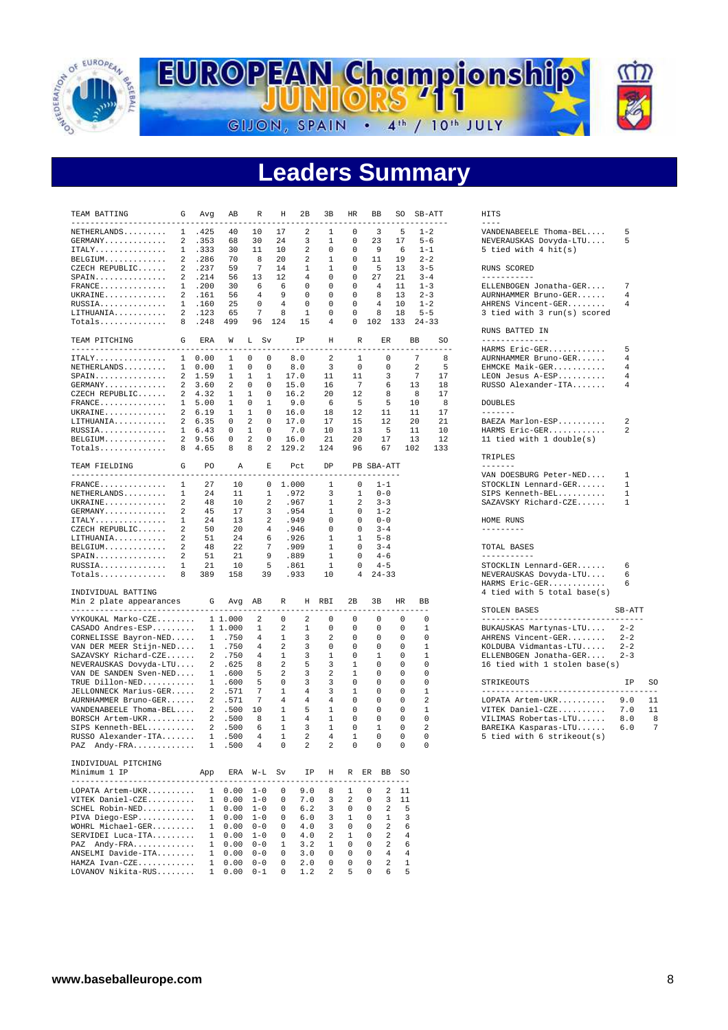# EUROPEAN Championship JUNIORS '11

GIJON, SPAIN • 4th / 10th JULY

## Leaders Summary

| TEAM BATTING | G | Avg | AB | R | H | 2B | 3B | HR | BB | SO | SB-ATT |
|---|---|---|---|---|---|---|---|---|---|---|---|
| NETHERLANDS | 1 | .425 | 40 | 10 | 17 | 2 | 1 | 0 | 3 | 5 | 1-2 |
| GERMANY | 2 | .353 | 68 | 30 | 24 | 3 | 1 | 0 | 23 | 17 | 5-6 |
| ITALY | 1 | .333 | 30 | 11 | 10 | 2 | 0 | 0 | 9 | 6 | 1-1 |
| BELGIUM | 2 | .286 | 70 | 8 | 20 | 2 | 1 | 0 | 11 | 19 | 2-2 |
| CZECH REPUBLIC | 2 | .237 | 59 | 7 | 14 | 1 | 1 | 0 | 5 | 13 | 3-5 |
| SPAIN | 2 | .214 | 56 | 13 | 12 | 4 | 0 | 0 | 27 | 21 | 3-4 |
| FRANCE | 1 | .200 | 30 | 6 | 6 | 0 | 0 | 0 | 4 | 11 | 1-3 |
| UKRAINE | 2 | .161 | 56 | 4 | 9 | 0 | 0 | 0 | 8 | 13 | 2-3 |
| RUSSIA | 1 | .160 | 25 | 0 | 4 | 0 | 0 | 0 | 4 | 10 | 1-2 |
| LITHUANIA | 2 | .123 | 65 | 7 | 8 | 1 | 0 | 0 | 8 | 18 | 5-5 |
| Totals | 8 | .248 | 499 | 96 | 124 | 15 | 4 | 0 | 102 | 133 | 24-33 |

| TEAM PITCHING | G | ERA | W | L | Sv | IP | H | R | ER | BB | SO |
|---|---|---|---|---|---|---|---|---|---|---|---|
| ITALY | 1 | 0.00 | 1 | 0 | 0 | 8.0 | 2 | 1 | 0 | 7 | 8 |
| NETHERLANDS | 1 | 0.00 | 1 | 0 | 0 | 8.0 | 3 | 0 | 0 | 2 | 5 |
| SPAIN | 2 | 1.59 | 1 | 1 | 1 | 17.0 | 11 | 11 | 3 | 7 | 17 |
| GERMANY | 2 | 3.60 | 2 | 0 | 0 | 15.0 | 16 | 7 | 6 | 13 | 18 |
| CZECH REPUBLIC | 2 | 4.32 | 1 | 1 | 0 | 16.2 | 20 | 12 | 8 | 8 | 17 |
| FRANCE | 1 | 5.00 | 1 | 0 | 1 | 9.0 | 6 | 5 | 5 | 10 | 8 |
| UKRAINE | 2 | 6.19 | 1 | 1 | 0 | 16.0 | 18 | 12 | 11 | 11 | 17 |
| LITHUANIA | 2 | 6.35 | 0 | 2 | 0 | 17.0 | 17 | 15 | 12 | 20 | 21 |
| RUSSIA | 1 | 6.43 | 0 | 1 | 0 | 7.0 | 10 | 13 | 5 | 11 | 10 |
| BELGIUM | 2 | 9.56 | 0 | 2 | 0 | 16.0 | 21 | 20 | 17 | 13 | 12 |
| Totals | 8 | 4.65 | 8 | 8 | 2 | 129.2 | 124 | 96 | 67 | 102 | 133 |

| TEAM FIELDING | G | PO | A | E | Pct | DP | PB | SBA-ATT |
|---|---|---|---|---|---|---|---|---|
| FRANCE | 1 | 27 | 10 | 0 | 1.000 | 1 | 0 | 1-1 |
| NETHERLANDS | 1 | 24 | 11 | 1 | .972 | 3 | 1 | 0-0 |
| UKRAINE | 2 | 48 | 10 | 2 | .967 | 1 | 2 | 3-3 |
| GERMANY | 2 | 45 | 17 | 3 | .954 | 1 | 0 | 1-2 |
| ITALY | 1 | 24 | 13 | 2 | .949 | 0 | 0 | 0-0 |
| CZECH REPUBLIC | 2 | 50 | 20 | 4 | .946 | 0 | 0 | 3-4 |
| LITHUANIA | 2 | 51 | 24 | 6 | .926 | 1 | 1 | 5-8 |
| BELGIUM | 2 | 48 | 22 | 7 | .909 | 1 | 0 | 3-4 |
| SPAIN | 2 | 51 | 21 | 9 | .889 | 1 | 0 | 4-6 |
| RUSSIA | 1 | 21 | 10 | 5 | .861 | 1 | 0 | 4-5 |
| Totals | 8 | 389 | 158 | 39 | .933 | 10 | 4 | 24-33 |

INDIVIDUAL BATTING
Min 2 plate appearances

| Player | G | Avg | AB | R | H | RBI | 2B | 3B | HR | BB |
|---|---|---|---|---|---|---|---|---|---|---|
| VYKOUKAL Marko-CZE | 1 | 1.000 | 2 | 0 | 2 | 0 | 0 | 0 | 0 | 0 |
| CASADO Andres-ESP | 1 | 1.000 | 1 | 2 | 1 | 0 | 0 | 0 | 0 | 1 |
| CORNELISSE Bayron-NED | 1 | .750 | 4 | 1 | 3 | 2 | 0 | 0 | 0 | 0 |
| VAN DER MEER Stijn-NED | 1 | .750 | 4 | 2 | 3 | 0 | 0 | 0 | 0 | 1 |
| SAZAVSKY Richard-CZE | 2 | .750 | 4 | 1 | 3 | 1 | 0 | 1 | 0 | 1 |
| NEVERAUSKAS Dovyda-LTU | 2 | .625 | 8 | 2 | 5 | 3 | 1 | 0 | 0 | 0 |
| VAN DE SANDEN Sven-NED | 1 | .600 | 5 | 2 | 3 | 2 | 1 | 0 | 0 | 0 |
| TRUE Dillon-NED | 1 | .600 | 5 | 0 | 3 | 3 | 0 | 0 | 0 | 0 |
| JELLONNECK Marius-GER | 2 | .571 | 7 | 1 | 4 | 3 | 1 | 0 | 0 | 1 |
| AURNHAMMER Bruno-GER | 2 | .571 | 7 | 4 | 4 | 4 | 0 | 0 | 0 | 2 |
| VANDENABEELE Thoma-BEL | 2 | .500 | 10 | 1 | 5 | 1 | 0 | 0 | 0 | 1 |
| BORSCH Artem-UKR | 2 | .500 | 8 | 1 | 4 | 1 | 0 | 0 | 0 | 0 |
| SIPS Kenneth-BEL | 2 | .500 | 6 | 1 | 3 | 1 | 0 | 1 | 0 | 2 |
| RUSSO Alexander-ITA | 1 | .500 | 4 | 1 | 2 | 4 | 1 | 0 | 0 | 0 |
| PAZ Andy-FRA | 1 | .500 | 4 | 0 | 2 | 2 | 0 | 0 | 0 | 0 |

INDIVIDUAL PITCHING
Minimum 1 IP

| Player | App | ERA | W-L | Sv | IP | H | R | ER | BB | SO |
|---|---|---|---|---|---|---|---|---|---|---|
| LOPATA Artem-UKR | 1 | 0.00 | 1-0 | 0 | 9.0 | 8 | 1 | 0 | 2 | 11 |
| VITEK Daniel-CZE | 1 | 0.00 | 1-0 | 0 | 7.0 | 3 | 2 | 0 | 3 | 11 |
| SCHEL Robin-NED | 1 | 0.00 | 1-0 | 0 | 6.2 | 3 | 0 | 0 | 2 | 5 |
| PIVA Diego-ESP | 1 | 0.00 | 1-0 | 0 | 6.0 | 3 | 1 | 0 | 1 | 3 |
| WOHRL Michael-GER | 1 | 0.00 | 0-0 | 0 | 4.0 | 3 | 0 | 0 | 2 | 6 |
| SERVIDEI Luca-ITA | 1 | 0.00 | 1-0 | 0 | 4.0 | 2 | 1 | 0 | 2 | 4 |
| PAZ Andy-FRA | 1 | 0.00 | 0-0 | 1 | 3.2 | 1 | 0 | 0 | 2 | 6 |
| ANSELMI Davide-ITA | 1 | 0.00 | 0-0 | 0 | 3.0 | 0 | 0 | 0 | 4 | 4 |
| HAMZA Ivan-CZE | 1 | 0.00 | 0-0 | 0 | 2.0 | 0 | 0 | 0 | 2 | 1 |
| LOVANOV Nikita-RUS | 1 | 0.00 | 0-1 | 0 | 1.2 | 2 | 5 | 0 | 6 | 5 |

**HITS**

| Player | |
|---|---|
| VANDENABEELE Thoma-BEL | 5 |
| NEVERAUSKAS Dovyda-LTU | 5 |
| 5 tied with 4 hit(s) | |

**RUNS SCORED**

| Player | |
|---|---|
| ELLENBOGEN Jonatha-GER | 7 |
| AURNHAMMER Bruno-GER | 4 |
| AHRENS Vincent-GER | 4 |
| 3 tied with 3 run(s) scored | |

**RUNS BATTED IN**

| Player | |
|---|---|
| HARMS Eric-GER | 5 |
| AURNHAMMER Bruno-GER | 4 |
| EHMCKE Maik-GER | 4 |
| LEON Jesus A-ESP | 4 |
| RUSSO Alexander-ITA | 4 |

**DOUBLES**

| Player | |
|---|---|
| BAEZA Marlon-ESP | 2 |
| HARMS Eric-GER | 2 |
| 11 tied with 1 double(s) | |

**TRIPLES**

| Player | |
|---|---|
| VAN DOESBURG Peter-NED | 1 |
| STOCKLIN Lennard-GER | 1 |
| SIPS Kenneth-BEL | 1 |
| SAZAVSKY Richard-CZE | 1 |

**HOME RUNS**

---------

**TOTAL BASES**

| Player | |
|---|---|
| STOCKLIN Lennard-GER | 6 |
| NEVERAUSKAS Dovyda-LTU | 6 |
| HARMS Eric-GER | 6 |
| 4 tied with 5 total base(s) | |

**STOLEN BASES**

| Player | SB-ATT |
|---|---|
| BUKAUSKAS Martynas-LTU | 2-2 |
| AHRENS Vincent-GER | 2-2 |
| KOLDUBA Vidmantas-LTU | 2-2 |
| ELLENBOGEN Jonatha-GER | 2-3 |
| 16 tied with 1 stolen base(s) | |

**STRIKEOUTS**

| Player | IP | SO |
|---|---|---|
| LOPATA Artem-UKR | 9.0 | 11 |
| VITEK Daniel-CZE | 7.0 | 11 |
| VILIMAS Robertas-LTU | 8.0 | 8 |
| BAREIKA Kasparas-LTU | 6.0 | 7 |
| 5 tied with 6 strikeout(s) | | |

www.baseballeurope.com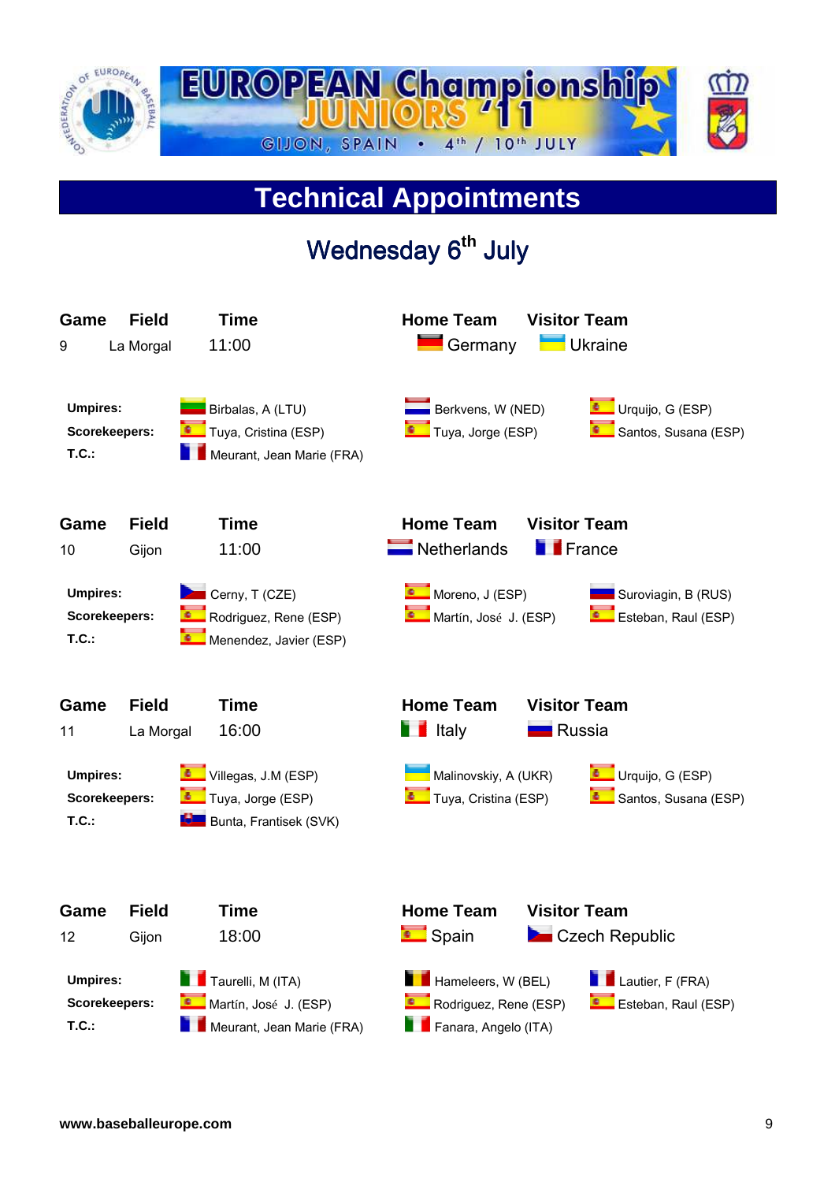# EUROPEAN Championship JUNIORS '11

GIJON, SPAIN • 4th / 10th JULY

## Technical Appointments

### Wednesday 6th July

| Game | Field | Time | Home Team | Visitor Team |
|---|---|---|---|---|
| 9 | La Morgal | 11:00 | Germany | Ukraine |

| | | | |
|---|---|---|---|
| **Umpires:** | Birbalas, A (LTU) | Berkvens, W (NED) | Urquijo, G (ESP) |
| **Scorekeepers:** | Tuya, Cristina (ESP) | Tuya, Jorge (ESP) | Santos, Susana (ESP) |
| **T.C.:** | Meurant, Jean Marie (FRA) | | |

| Game | Field | Time | Home Team | Visitor Team |
|---|---|---|---|---|
| 10 | Gijon | 11:00 | Netherlands | France |

| | | | |
|---|---|---|---|
| **Umpires:** | Cerny, T (CZE) | Moreno, J (ESP) | Suroviagin, B (RUS) |
| **Scorekeepers:** | Rodriguez, Rene (ESP) | Martín, José J. (ESP) | Esteban, Raul (ESP) |
| **T.C.:** | Menendez, Javier (ESP) | | |

| Game | Field | Time | Home Team | Visitor Team |
|---|---|---|---|---|
| 11 | La Morgal | 16:00 | Italy | Russia |

| | | | |
|---|---|---|---|
| **Umpires:** | Villegas, J.M (ESP) | Malinovskiy, A (UKR) | Urquijo, G (ESP) |
| **Scorekeepers:** | Tuya, Jorge (ESP) | Tuya, Cristina (ESP) | Santos, Susana (ESP) |
| **T.C.:** | Bunta, Frantisek (SVK) | | |

| Game | Field | Time | Home Team | Visitor Team |
|---|---|---|---|---|
| 12 | Gijon | 18:00 | Spain | Czech Republic |

| | | | |
|---|---|---|---|
| **Umpires:** | Taurelli, M (ITA) | Hameleers, W (BEL) | Lautier, F (FRA) |
| **Scorekeepers:** | Martín, José J. (ESP) | Rodriguez, Rene (ESP) | Esteban, Raul (ESP) |
| **T.C.:** | Meurant, Jean Marie (FRA) | Fanara, Angelo (ITA) | |

www.baseballeurope.com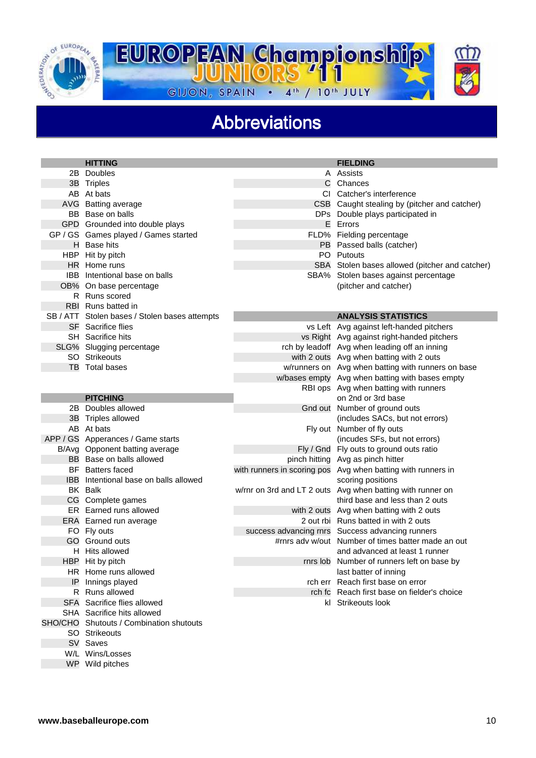EUROPEAN Championship JUNIORS '11

GIJON, SPAIN • 4th / 10th JULY

# Abbreviations

## HITTING

| | |
|---|---|
| 2B | Doubles |
| 3B | Triples |
| AB | At bats |
| AVG | Batting average |
| BB | Base on balls |
| GPD | Grounded into double plays |
| GP / GS | Games played / Games started |
| H | Base hits |
| HBP | Hit by pitch |
| HR | Home runs |
| IBB | Intentional base on balls |
| OB% | On base percentage |
| R | Runs scored |
| RBI | Runs batted in |
| SB / ATT | Stolen bases / Stolen bases attempts |
| SF | Sacrifice flies |
| SH | Sacrifice hits |
| SLG% | Slugging percentage |
| SO | Strikeouts |
| TB | Total bases |

## PITCHING

| | |
|---|---|
| 2B | Doubles allowed |
| 3B | Triples allowed |
| AB | At bats |
| APP / GS | Appearances / Game starts |
| B/Avg | Opponent batting average |
| BB | Base on balls allowed |
| BF | Batters faced |
| IBB | Intentional base on balls allowed |
| BK | Balk |
| CG | Complete games |
| ER | Earned runs allowed |
| ERA | Earned run average |
| FO | Fly outs |
| GO | Ground outs |
| H | Hits allowed |
| HBP | Hit by pitch |
| HR | Home runs allowed |
| IP | Innings played |
| R | Runs allowed |
| SFA | Sacrifice flies allowed |
| SHA | Sacrifice hits allowed |
| SHO/CHO | Shutouts / Combination shutouts |
| SO | Strikeouts |
| SV | Saves |
| W/L | Wins/Losses |
| WP | Wild pitches |

## FIELDING

| | |
|---|---|
| A | Assists |
| C | Chances |
| CI | Catcher's interference |
| CSB | Caught stealing by (pitcher and catcher) |
| DPs | Double plays participated in |
| E | Errors |
| FLD% | Fielding percentage |
| PB | Passed balls (catcher) |
| PO | Putouts |
| SBA | Stolen bases allowed (pitcher and catcher) |
| SBA% | Stolen bases against percentage (pitcher and catcher) |

## ANALYSIS STATISTICS

| | |
|---|---|
| vs Left | Avg against left-handed pitchers |
| vs Right | Avg against right-handed pitchers |
| rch by leadoff | Avg when leading off an inning |
| with 2 outs | Avg when batting with 2 outs |
| w/runners on | Avg when batting with runners on base |
| w/bases empty | Avg when batting with bases empty |
| RBI ops | Avg when batting with runners on 2nd or 3rd base |
| Gnd out | Number of ground outs (includes SACs, but not errors) |
| Fly out | Number of fly outs (incudes SFs, but not errors) |
| Fly / Gnd | Fly outs to ground outs ratio |
| pinch hitting | Avg as pinch hitter |
| with runners in scoring pos | Avg when batting with runners in scoring positions |
| w/rnr on 3rd and LT 2 outs | Avg when batting with runner on third base and less than 2 outs |
| with 2 outs | Avg when batting with 2 outs |
| 2 out rbi | Runs batted in with 2 outs |
| success advancing rnrs | Success advancing runners |
| #rnrs adv w/out | Number of times batter made an out and advanced at least 1 runner |
| rnrs lob | Number of runners left on base by last batter of inning |
| rch err | Reach first base on error |
| rch fc | Reach first base on fielder's choice |
| kl | Strikeouts look |

www.baseballeurope.com